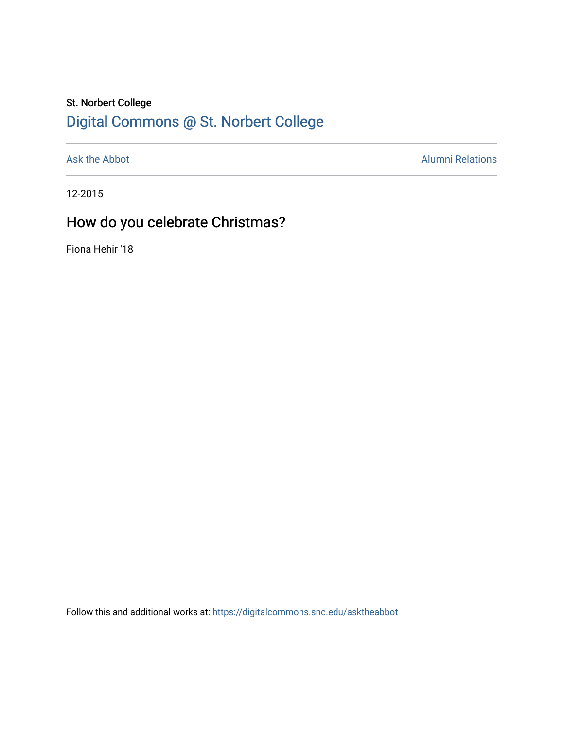St. Norbert College

Digital Commons @ St. Norbert College

Ask the Abbot

Alumni Relations

12-2015

# How do you celebrate Christmas?

Fiona Hehir '18

Follow this and additional works at: https://digitalcommons.snc.edu/asktheabbot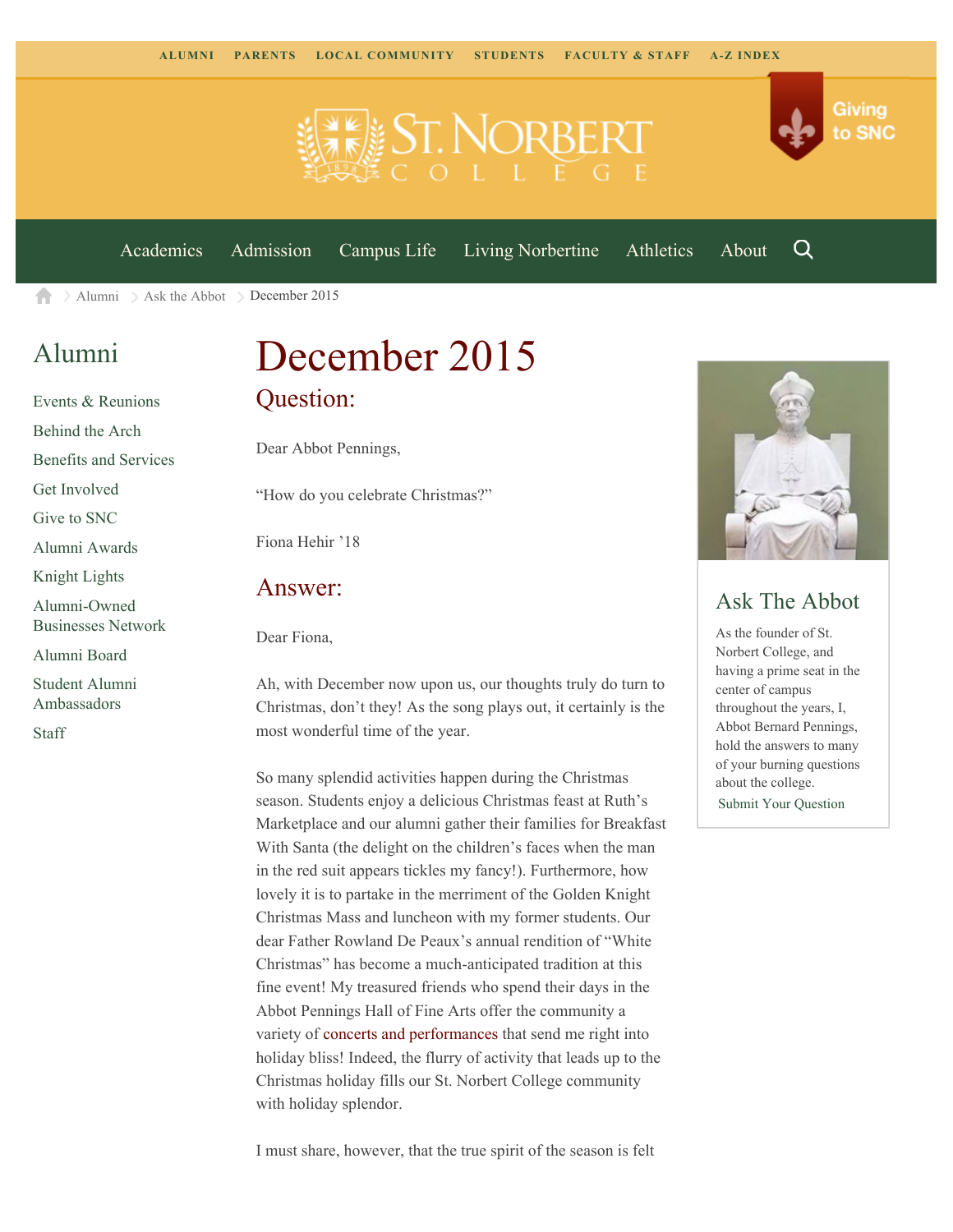ALUMNI PARENTS LOCAL COMMUNITY STUDENTS FACULTY & STAFF A-Z INDEX

Giving to SNC

Academics Admission Campus Life Living Norbertine Athletics About

Alumni > Ask the Abbot > December 2015

## Alumni

- Events & Reunions
- Behind the Arch
- Benefits and Services
- Get Involved
- Give to SNC
- Alumni Awards
- Knight Lights
- Alumni-Owned Businesses Network
- Alumni Board
- Student Alumni Ambassadors
- Staff

# December 2015

## Question:

Dear Abbot Pennings,

"How do you celebrate Christmas?"

Fiona Hehir '18

## Answer:

Dear Fiona,

Ah, with December now upon us, our thoughts truly do turn to Christmas, don't they! As the song plays out, it certainly is the most wonderful time of the year.

So many splendid activities happen during the Christmas season. Students enjoy a delicious Christmas feast at Ruth's Marketplace and our alumni gather their families for Breakfast With Santa (the delight on the children's faces when the man in the red suit appears tickles my fancy!). Furthermore, how lovely it is to partake in the merriment of the Golden Knight Christmas Mass and luncheon with my former students. Our dear Father Rowland De Peaux's annual rendition of "White Christmas" has become a much-anticipated tradition at this fine event! My treasured friends who spend their days in the Abbot Pennings Hall of Fine Arts offer the community a variety of concerts and performances that send me right into holiday bliss! Indeed, the flurry of activity that leads up to the Christmas holiday fills our St. Norbert College community with holiday splendor.

I must share, however, that the true spirit of the season is felt

## Ask The Abbot

As the founder of St. Norbert College, and having a prime seat in the center of campus throughout the years, I, Abbot Bernard Pennings, hold the answers to many of your burning questions about the college.

Submit Your Question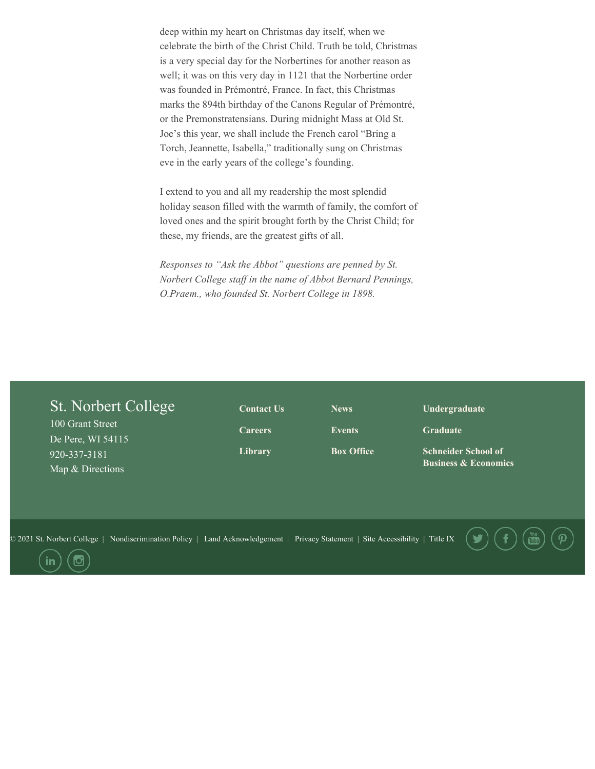deep within my heart on Christmas day itself, when we celebrate the birth of the Christ Child. Truth be told, Christmas is a very special day for the Norbertines for another reason as well; it was on this very day in 1121 that the Norbertine order was founded in Prémontré, France. In fact, this Christmas marks the 894th birthday of the Canons Regular of Prémontré, or the Premonstratensians. During midnight Mass at Old St. Joe's this year, we shall include the French carol "Bring a Torch, Jeannette, Isabella," traditionally sung on Christmas eve in the early years of the college's founding.

I extend to you and all my readership the most splendid holiday season filled with the warmth of family, the comfort of loved ones and the spirit brought forth by the Christ Child; for these, my friends, are the greatest gifts of all.

*Responses to "Ask the Abbot" questions are penned by St. Norbert College staff in the name of Abbot Bernard Pennings, O.Praem., who founded St. Norbert College in 1898.*

St. Norbert College
100 Grant Street
De Pere, WI 54115
920-337-3181
Map & Directions

**Contact Us**
**Careers**
**Library**
**News**
**Events**
**Box Office**
**Undergraduate**
**Graduate**
**Schneider School of Business & Economics**

© 2021 St. Norbert College | Nondiscrimination Policy | Land Acknowledgement | Privacy Statement | Site Accessibility | Title IX